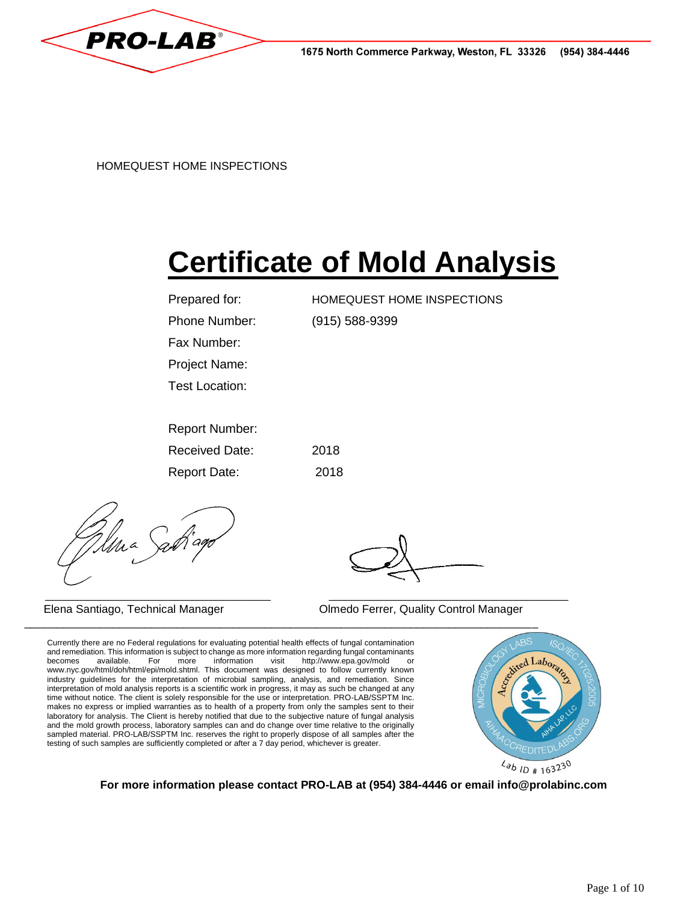PRO-LAB®

1675 North Commerce Parkway, Weston, FL 33326 (954) 384-4446

HOMEQUEST HOME INSPECTIONS

# Certificate of Mold Analysis

| | |
|---|---|
| Prepared for: | HOMEQUEST HOME INSPECTIONS |
| Phone Number: | (915) 588-9399 |
| Fax Number: | |
| Project Name: | |
| Test Location: | |
| Report Number: | |
| Received Date: | 2018 |
| Report Date: | 2018 |

Elena Santiago, Technical Manager

Olmedo Ferrer, Quality Control Manager

Currently there are no Federal regulations for evaluating potential health effects of fungal contamination and remediation. This information is subject to change as more information regarding fungal contaminants becomes available. For more information visit http://www.epa.gov/mold or www.nyc.gov/html/doh/html/epi/mold.shtml. This document was designed to follow currently known industry guidelines for the interpretation of microbial sampling, analysis, and remediation. Since interpretation of mold analysis reports is a scientific work in progress, it may as such be changed at any time without notice. The client is solely responsible for the use or interpretation. PRO-LAB/SSPTM Inc. makes no express or implied warranties as to health of a property from only the samples sent to their laboratory for analysis. The Client is hereby notified that due to the subjective nature of fungal analysis and the mold growth process, laboratory samples can and do change over time relative to the originally sampled material. PRO-LAB/SSPTM Inc. reserves the right to properly dispose of all samples after the testing of such samples are sufficiently completed or after a 7 day period, whichever is greater.

Microbiology Labs Accredited Laboratory ISO/IEC 17025:2005 AIHA LAP, LLC AIHAACCREDITEDLABS.ORG Lab ID # 163230

**For more information please contact PRO-LAB at (954) 384-4446 or email info@prolabinc.com**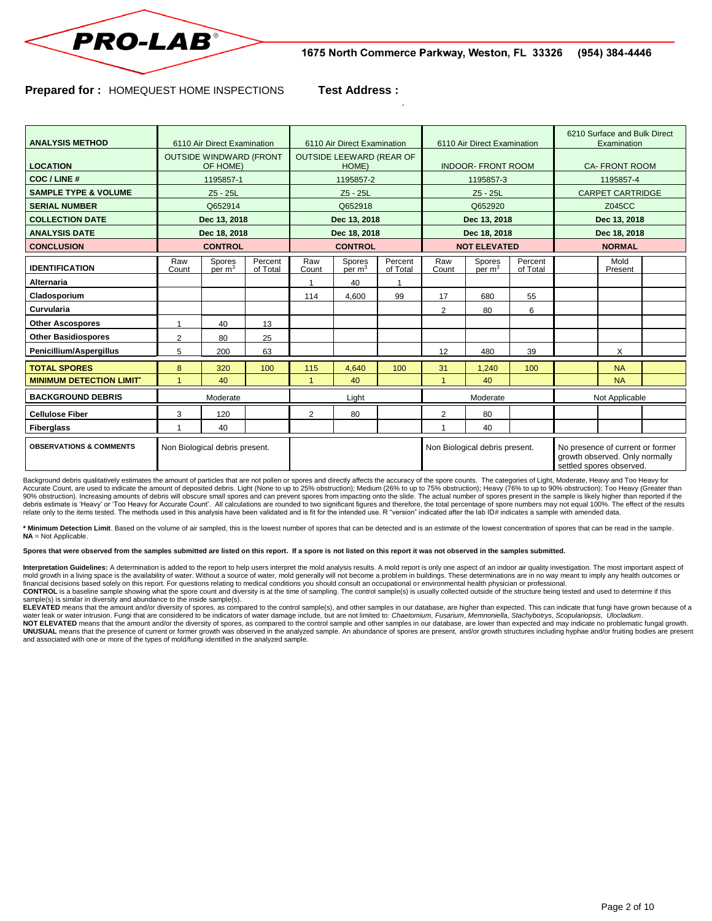PRO-LAB®

1675 North Commerce Parkway, Weston, FL 33326 (954) 384-4446

**Prepared for :** HOMEQUEST HOME INSPECTIONS **Test Address :** .

| ANALYSIS METHOD | 6110 Air Direct Examination | | | 6110 Air Direct Examination | | | 6110 Air Direct Examination | | | 6210 Surface and Bulk Direct Examination | | |
|---|---|---|---|---|---|---|---|---|---|---|---|---|
| **LOCATION** | OUTSIDE WINDWARD (FRONT OF HOME) | | | OUTSIDE LEEWARD (REAR OF HOME) | | | INDOOR- FRONT ROOM | | | CA- FRONT ROOM | | |
| **COC / LINE #** | 1195857-1 | | | 1195857-2 | | | 1195857-3 | | | 1195857-4 | | |
| **SAMPLE TYPE & VOLUME** | Z5 - 25L | | | Z5 - 25L | | | Z5 - 25L | | | CARPET CARTRIDGE | | |
| **SERIAL NUMBER** | Q652914 | | | Q652918 | | | Q652920 | | | Z045CC | | |
| **COLLECTION DATE** | Dec 13, 2018 | | | Dec 13, 2018 | | | Dec 13, 2018 | | | Dec 13, 2018 | | |
| **ANALYSIS DATE** | Dec 18, 2018 | | | Dec 18, 2018 | | | Dec 18, 2018 | | | Dec 18, 2018 | | |
| **CONCLUSION** | **CONTROL** | | | **CONTROL** | | | **NOT ELEVATED** | | | **NORMAL** | | |
| **IDENTIFICATION** | Raw Count | Spores per $m^3$ | Percent of Total | Raw Count | Spores per $m^3$ | Percent of Total | Raw Count | Spores per $m^3$ | Percent of Total | | Mold Present | |
| **Alternaria** | | | | 1 | 40 | 1 | | | | | | |
| **Cladosporium** | | | | 114 | 4,600 | 99 | 17 | 680 | 55 | | | |
| **Curvularia** | | | | | | | 2 | 80 | 6 | | | |
| **Other Ascospores** | 1 | 40 | 13 | | | | | | | | | |
| **Other Basidiospores** | 2 | 80 | 25 | | | | | | | | | |
| **Penicillium/Aspergillus** | 5 | 200 | 63 | | | | 12 | 480 | 39 | | X | |
| **TOTAL SPORES** | 8 | 320 | 100 | 115 | 4,640 | 100 | 31 | 1,240 | 100 | | NA | |
| **MINIMUM DETECTION LIMIT*** | 1 | 40 | | 1 | 40 | | 1 | 40 | | | NA | |
| **BACKGROUND DEBRIS** | Moderate | | | Light | | | Moderate | | | Not Applicable | | |
| **Cellulose Fiber** | 3 | 120 | | 2 | 80 | | 2 | 80 | | | | |
| **Fiberglass** | 1 | 40 | | | | | 1 | 40 | | | | |
| **OBSERVATIONS & COMMENTS** | Non Biological debris present. | | | | | | Non Biological debris present. | | | No presence of current or former growth observed. Only normally settled spores observed. | | |

Background debris qualitatively estimates the amount of particles that are not pollen or spores and directly affects the accuracy of the spore counts. The categories of Light, Moderate, Heavy and Too Heavy for Accurate Count, are used to indicate the amount of deposited debris. Light (None to up to 25% obstruction); Medium (26% to up to 75% obstruction); Heavy (76% to up to 90% obstruction); Too Heavy (Greater than 90% obstruction). Increasing amounts of debris will obscure small spores and can prevent spores from impacting onto the slide. The actual number of spores present in the sample is likely higher than reported if the debris estimate is 'Heavy' or 'Too Heavy for Accurate Count'. All calculations are rounded to two significant figures and therefore, the total percentage of spore numbers may not equal 100%. The effect of the results relate only to the items tested. The methods used in this analysis have been validated and is fit for the intended use. R "version" indicated after the lab ID# indicates a sample with amended data.

**\* Minimum Detection Limit**. Based on the volume of air sampled, this is the lowest number of spores that can be detected and is an estimate of the lowest concentration of spores that can be read in the sample.
**NA** = Not Applicable.

**Spores that were observed from the samples submitted are listed on this report. If a spore is not listed on this report it was not observed in the samples submitted.**

**Interpretation Guidelines:** A determination is added to the report to help users interpret the mold analysis results. A mold report is only one aspect of an indoor air quality investigation. The most important aspect of mold growth in a living space is the availability of water. Without a source of water, mold generally will not become a problem in buildings. These determinations are in no way meant to imply any health outcomes or financial decisions based solely on this report. For questions relating to medical conditions you should consult an occupational or environmental health physician or professional.
**CONTROL** is a baseline sample showing what the spore count and diversity is at the time of sampling. The control sample(s) is usually collected outside of the structure being tested and used to determine if this sample(s) is similar in diversity and abundance to the inside sample(s).
**ELEVATED** means that the amount and/or diversity of spores, as compared to the control sample(s), and other samples in our database, are higher than expected. This can indicate that fungi have grown because of a water leak or water intrusion. Fungi that are considered to be indicators of water damage include, but are not limited to: *Chaetomium*, *Fusarium*, *Memnoniella*, *Stachybotrys*, *Scopulariopsis*, *Ulocladium*.
**NOT ELEVATED** means that the amount and/or the diversity of spores, as compared to the control sample and other samples in our database, are lower than expected and may indicate no problematic fungal growth.
**UNUSUAL** means that the presence of current or former growth was observed in the analyzed sample. An abundance of spores are present, and/or growth structures including hyphae and/or fruiting bodies are present and associated with one or more of the types of mold/fungi identified in the analyzed sample.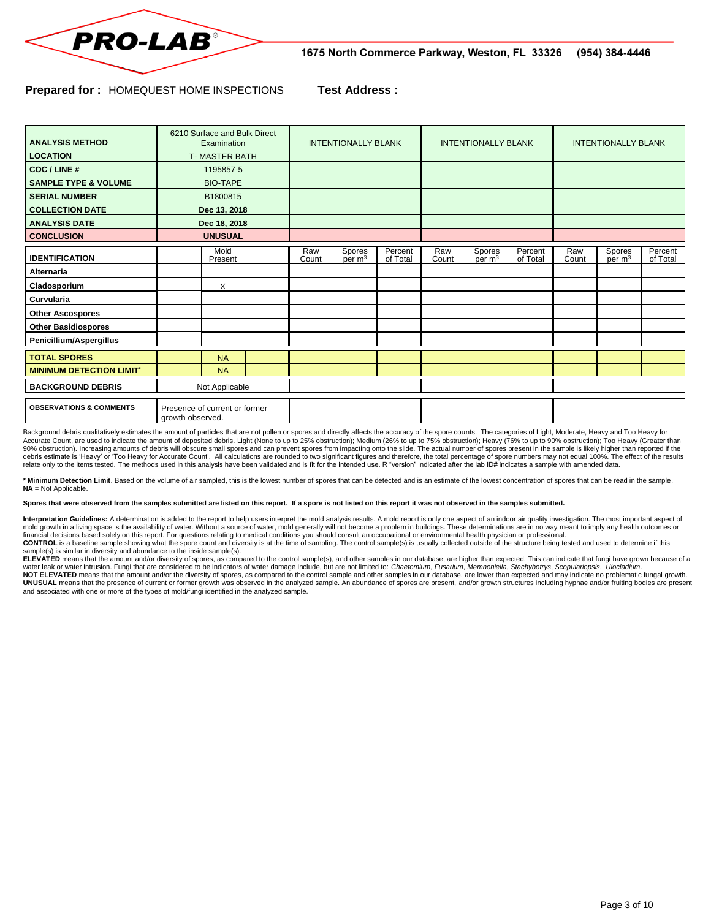**PRO-LAB®** 1675 North Commerce Parkway, Weston, FL 33326 (954) 384-4446

**Prepared for :** HOMEQUEST HOME INSPECTIONS **Test Address :**

| **ANALYSIS METHOD** | 6210 Surface and Bulk Direct Examination | | | INTENTIONALLY BLANK | | | INTENTIONALLY BLANK | | | INTENTIONALLY BLANK | | |
|---|---|---|---|---|---|---|---|---|---|---|---|---|
| **LOCATION** | T- MASTER BATH | | | | | | | | | | | |
| **COC / LINE #** | 1195857-5 | | | | | | | | | | | |
| **SAMPLE TYPE & VOLUME** | BIO-TAPE | | | | | | | | | | | |
| **SERIAL NUMBER** | B1800815 | | | | | | | | | | | |
| **COLLECTION DATE** | **Dec 13, 2018** | | | | | | | | | | | |
| **ANALYSIS DATE** | **Dec 18, 2018** | | | | | | | | | | | |
| **CONCLUSION** | **UNUSUAL** | | | | | | | | | | | |
| **IDENTIFICATION** | | Mold Present | | Raw Count | Spores per $m^3$ | Percent of Total | Raw Count | Spores per $m^3$ | Percent of Total | Raw Count | Spores per $m^3$ | Percent of Total |
| **Alternaria** | | | | | | | | | | | | |
| **Cladosporium** | | X | | | | | | | | | | |
| **Curvularia** | | | | | | | | | | | | |
| **Other Ascospores** | | | | | | | | | | | | |
| **Other Basidiospores** | | | | | | | | | | | | |
| **Penicillium/Aspergillus** | | | | | | | | | | | | |
| **TOTAL SPORES** | | NA | | | | | | | | | | |
| **MINIMUM DETECTION LIMIT*** | | NA | | | | | | | | | | |
| **BACKGROUND DEBRIS** | Not Applicable | | | | | | | | | | | |
| **OBSERVATIONS & COMMENTS** | Presence of current or former growth observed. | | | | | | | | | | | |

Background debris qualitatively estimates the amount of particles that are not pollen or spores and directly affects the accuracy of the spore counts. The categories of Light, Moderate, Heavy and Too Heavy for Accurate Count, are used to indicate the amount of deposited debris. Light (None to up to 25% obstruction); Medium (26% to up to 75% obstruction); Heavy (76% to up to 90% obstruction); Too Heavy (Greater than 90% obstruction). Increasing amounts of debris will obscure small spores and can prevent spores from impacting onto the slide. The actual number of spores present in the sample is likely higher than reported if the debris estimate is 'Heavy' or 'Too Heavy for Accurate Count'. All calculations are rounded to two significant figures and therefore, the total percentage of spore numbers may not equal 100%. The effect of the results relate only to the items tested. The methods used in this analysis have been validated and is fit for the intended use. R "version" indicated after the lab ID# indicates a sample with amended data.

**\* Minimum Detection Limit**. Based on the volume of air sampled, this is the lowest number of spores that can be detected and is an estimate of the lowest concentration of spores that can be read in the sample.
**NA** = Not Applicable.

**Spores that were observed from the samples submitted are listed on this report. If a spore is not listed on this report it was not observed in the samples submitted.**

**Interpretation Guidelines:** A determination is added to the report to help users interpret the mold analysis results. A mold report is only one aspect of an indoor air quality investigation. The most important aspect of mold growth in a living space is the availability of water. Without a source of water, mold generally will not become a problem in buildings. These determinations are in no way meant to imply any health outcomes or financial decisions based solely on this report. For questions relating to medical conditions you should consult an occupational or environmental health physician or professional.
**CONTROL** is a baseline sample showing what the spore count and diversity is at the time of sampling. The control sample(s) is usually collected outside of the structure being tested and used to determine if this sample(s) is similar in diversity and abundance to the inside sample(s).
**ELEVATED** means that the amount and/or diversity of spores, as compared to the control sample(s), and other samples in our database, are higher than expected. This can indicate that fungi have grown because of a water leak or water intrusion. Fungi that are considered to be indicators of water damage include, but are not limited to: *Chaetomium*, *Fusarium*, *Memnoniella*, *Stachybotrys*, *Scopulariopsis*, *Ulocladium*.
**NOT ELEVATED** means that the amount and/or the diversity of spores, as compared to the control sample and other samples in our database, are lower than expected and may indicate no problematic fungal growth.
**UNUSUAL** means that the presence of current or former growth was observed in the analyzed sample. An abundance of spores are present, and/or growth structures including hyphae and/or fruiting bodies are present and associated with one or more of the types of mold/fungi identified in the analyzed sample.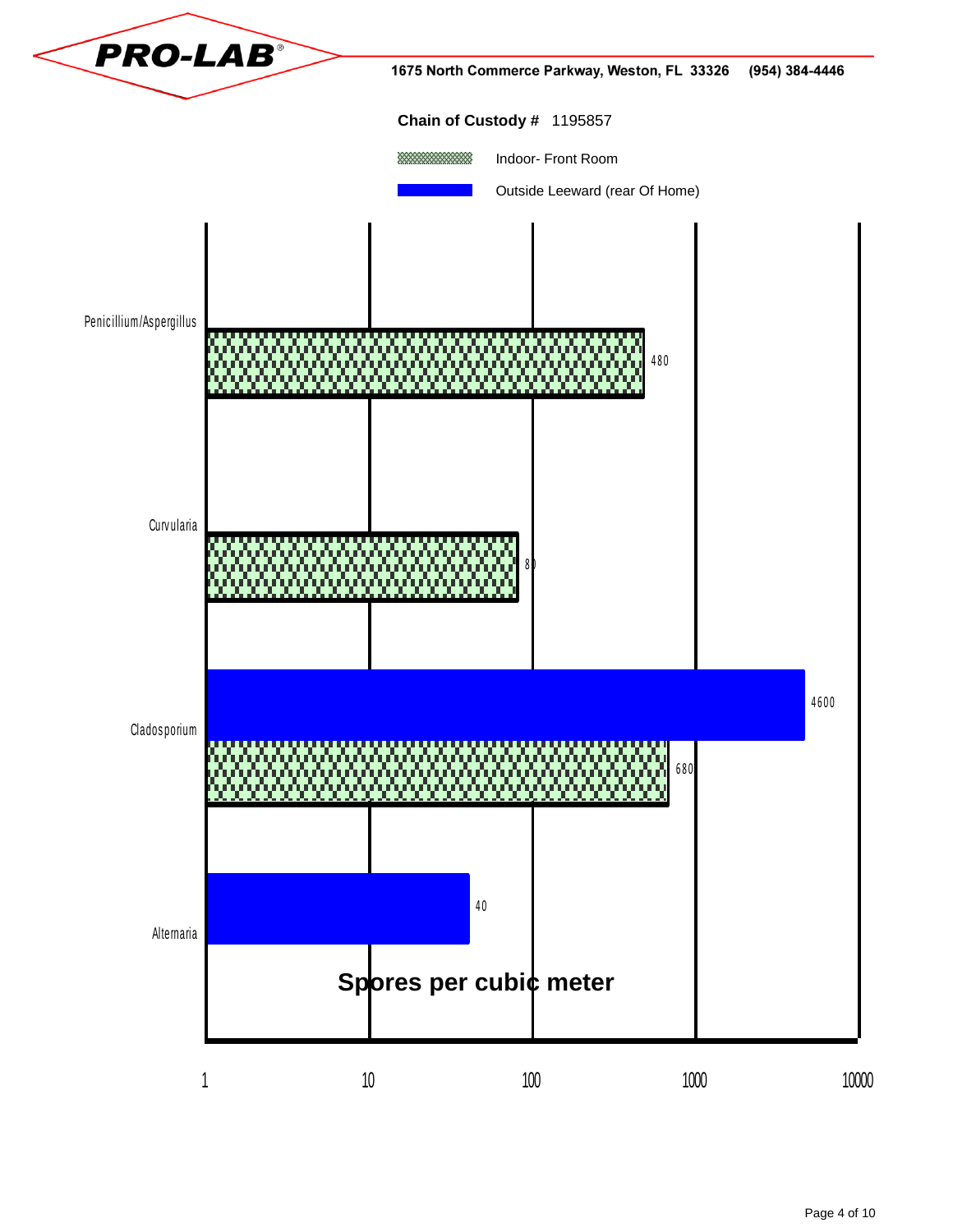1675 North Commerce Parkway, Weston, FL 33326 (954) 384-4446

**Chain of Custody #** 1195857

Indoor- Front Room

Outside Leeward (rear Of Home)

| | Indoor- Front Room | Outside Leeward (rear Of Home) |
|---|---|---|
| Penicillium/Aspergillus | 480 | |
| Curvularia | 80 | |
| Cladosporium | 680 | 4600 |
| Alternaria | | 40 |

**Spores per cubic meter**

1 10 100 1000 10000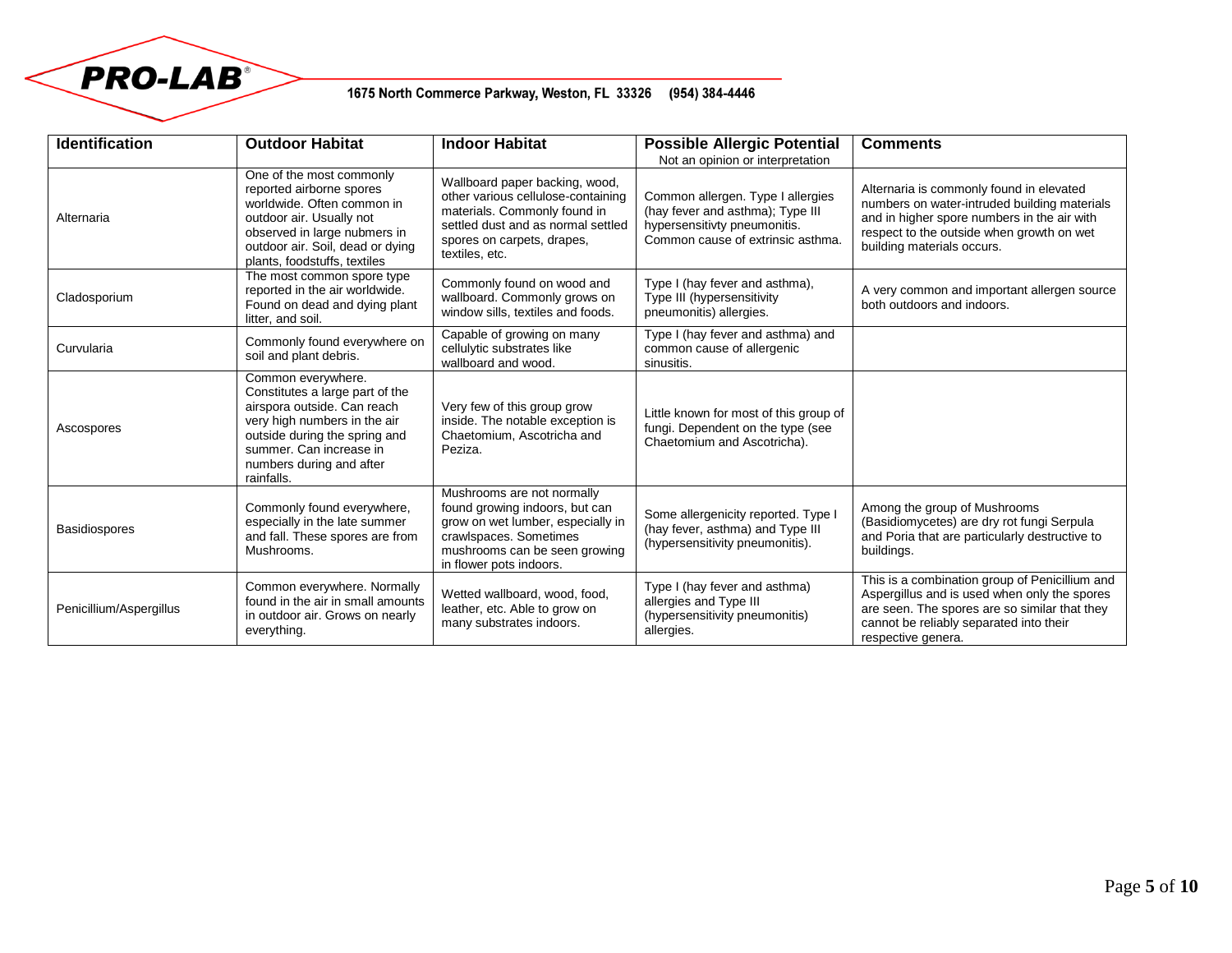**PRO-LAB®**

1675 North Commerce Parkway, Weston, FL 33326 (954) 384-4446

| Identification | Outdoor Habitat | Indoor Habitat | Possible Allergic Potential<br>Not an opinion or interpretation | Comments |
|---|---|---|---|---|
| Alternaria | One of the most commonly reported airborne spores worldwide. Often common in outdoor air. Usually not observed in large nubmers in outdoor air. Soil, dead or dying plants, foodstuffs, textiles | Wallboard paper backing, wood, other various cellulose-containing materials. Commonly found in settled dust and as normal settled spores on carpets, drapes, textiles, etc. | Common allergen. Type I allergies (hay fever and asthma); Type III hypersensitivty pneumonitis. Common cause of extrinsic asthma. | Alternaria is commonly found in elevated numbers on water-intruded building materials and in higher spore numbers in the air with respect to the outside when growth on wet building materials occurs. |
| Cladosporium | The most common spore type reported in the air worldwide. Found on dead and dying plant litter, and soil. | Commonly found on wood and wallboard. Commonly grows on window sills, textiles and foods. | Type I (hay fever and asthma), Type III (hypersensitivity pneumonitis) allergies. | A very common and important allergen source both outdoors and indoors. |
| Curvularia | Commonly found everywhere on soil and plant debris. | Capable of growing on many cellulytic substrates like wallboard and wood. | Type I (hay fever and asthma) and common cause of allergenic sinusitis. | |
| Ascospores | Common everywhere. Constitutes a large part of the airspora outside. Can reach very high numbers in the air outside during the spring and summer. Can increase in numbers during and after rainfalls. | Very few of this group grow inside. The notable exception is Chaetomium, Ascotricha and Peziza. | Little known for most of this group of fungi. Dependent on the type (see Chaetomium and Ascotricha). | |
| Basidiospores | Commonly found everywhere, especially in the late summer and fall. These spores are from Mushrooms. | Mushrooms are not normally found growing indoors, but can grow on wet lumber, especially in crawlspaces. Sometimes mushrooms can be seen growing in flower pots indoors. | Some allergenicity reported. Type I (hay fever, asthma) and Type III (hypersensitivity pneumonitis). | Among the group of Mushrooms (Basidiomycetes) are dry rot fungi Serpula and Poria that are particularly destructive to buildings. |
| Penicillium/Aspergillus | Common everywhere. Normally found in the air in small amounts in outdoor air. Grows on nearly everything. | Wetted wallboard, wood, food, leather, etc. Able to grow on many substrates indoors. | Type I (hay fever and asthma) allergies and Type III (hypersensitivity pneumonitis) allergies. | This is a combination group of Penicillium and Aspergillus and is used when only the spores are seen. The spores are so similar that they cannot be reliably separated into their respective genera. |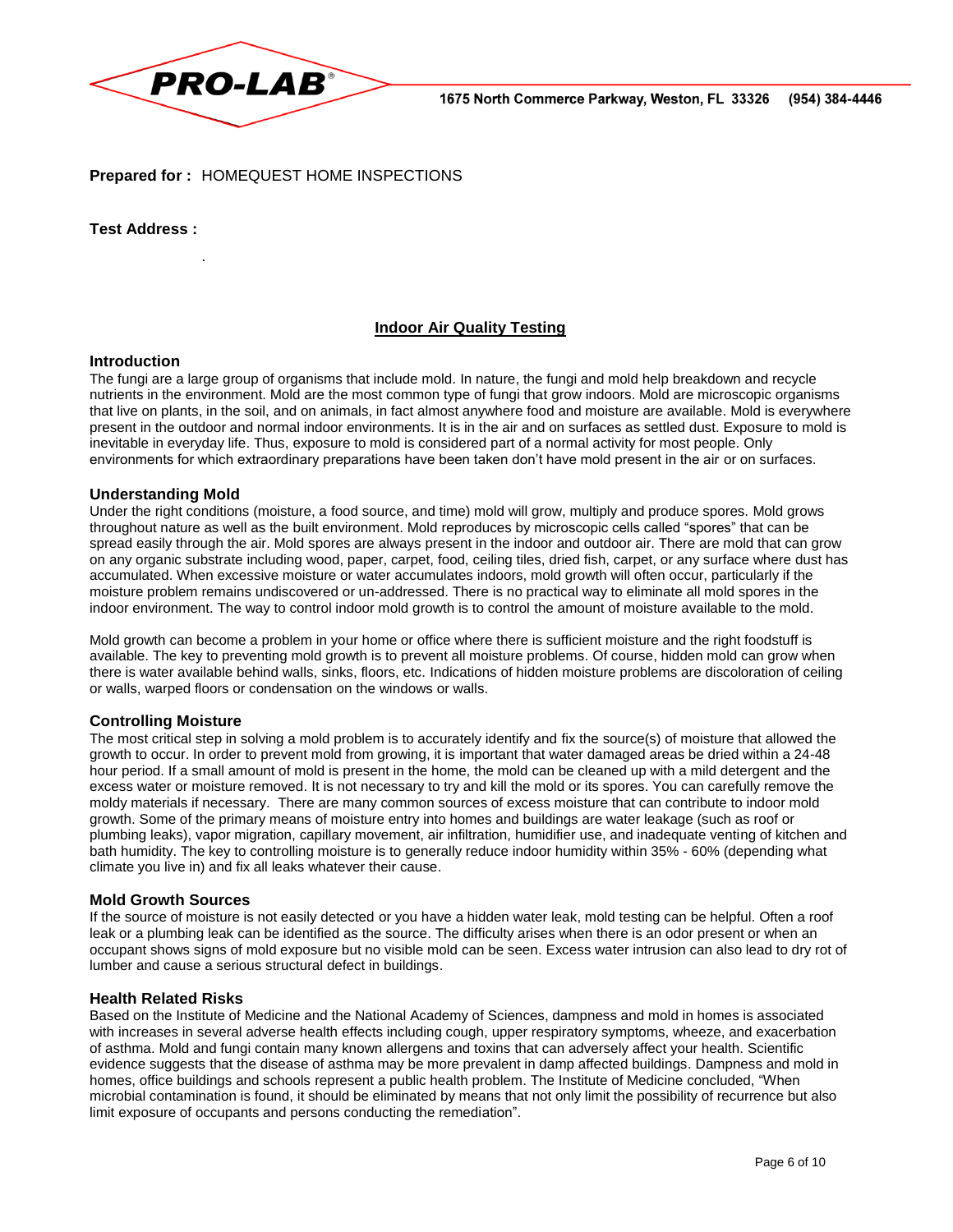**PRO-LAB**®

1675 North Commerce Parkway, Weston, FL 33326 (954) 384-4446

**Prepared for :** HOMEQUEST HOME INSPECTIONS

**Test Address :**

.

## Indoor Air Quality Testing

### Introduction

The fungi are a large group of organisms that include mold. In nature, the fungi and mold help breakdown and recycle nutrients in the environment. Mold are the most common type of fungi that grow indoors. Mold are microscopic organisms that live on plants, in the soil, and on animals, in fact almost anywhere food and moisture are available. Mold is everywhere present in the outdoor and normal indoor environments. It is in the air and on surfaces as settled dust. Exposure to mold is inevitable in everyday life. Thus, exposure to mold is considered part of a normal activity for most people. Only environments for which extraordinary preparations have been taken don't have mold present in the air or on surfaces.

### Understanding Mold

Under the right conditions (moisture, a food source, and time) mold will grow, multiply and produce spores. Mold grows throughout nature as well as the built environment. Mold reproduces by microscopic cells called "spores" that can be spread easily through the air. Mold spores are always present in the indoor and outdoor air. There are mold that can grow on any organic substrate including wood, paper, carpet, food, ceiling tiles, dried fish, carpet, or any surface where dust has accumulated. When excessive moisture or water accumulates indoors, mold growth will often occur, particularly if the moisture problem remains undiscovered or un-addressed. There is no practical way to eliminate all mold spores in the indoor environment. The way to control indoor mold growth is to control the amount of moisture available to the mold.

Mold growth can become a problem in your home or office where there is sufficient moisture and the right foodstuff is available. The key to preventing mold growth is to prevent all moisture problems. Of course, hidden mold can grow when there is water available behind walls, sinks, floors, etc. Indications of hidden moisture problems are discoloration of ceiling or walls, warped floors or condensation on the windows or walls.

### Controlling Moisture

The most critical step in solving a mold problem is to accurately identify and fix the source(s) of moisture that allowed the growth to occur. In order to prevent mold from growing, it is important that water damaged areas be dried within a 24-48 hour period. If a small amount of mold is present in the home, the mold can be cleaned up with a mild detergent and the excess water or moisture removed. It is not necessary to try and kill the mold or its spores. You can carefully remove the moldy materials if necessary. There are many common sources of excess moisture that can contribute to indoor mold growth. Some of the primary means of moisture entry into homes and buildings are water leakage (such as roof or plumbing leaks), vapor migration, capillary movement, air infiltration, humidifier use, and inadequate venting of kitchen and bath humidity. The key to controlling moisture is to generally reduce indoor humidity within 35% - 60% (depending what climate you live in) and fix all leaks whatever their cause.

### Mold Growth Sources

If the source of moisture is not easily detected or you have a hidden water leak, mold testing can be helpful. Often a roof leak or a plumbing leak can be identified as the source. The difficulty arises when there is an odor present or when an occupant shows signs of mold exposure but no visible mold can be seen. Excess water intrusion can also lead to dry rot of lumber and cause a serious structural defect in buildings.

### Health Related Risks

Based on the Institute of Medicine and the National Academy of Sciences, dampness and mold in homes is associated with increases in several adverse health effects including cough, upper respiratory symptoms, wheeze, and exacerbation of asthma. Mold and fungi contain many known allergens and toxins that can adversely affect your health. Scientific evidence suggests that the disease of asthma may be more prevalent in damp affected buildings. Dampness and mold in homes, office buildings and schools represent a public health problem. The Institute of Medicine concluded, "When microbial contamination is found, it should be eliminated by means that not only limit the possibility of recurrence but also limit exposure of occupants and persons conducting the remediation".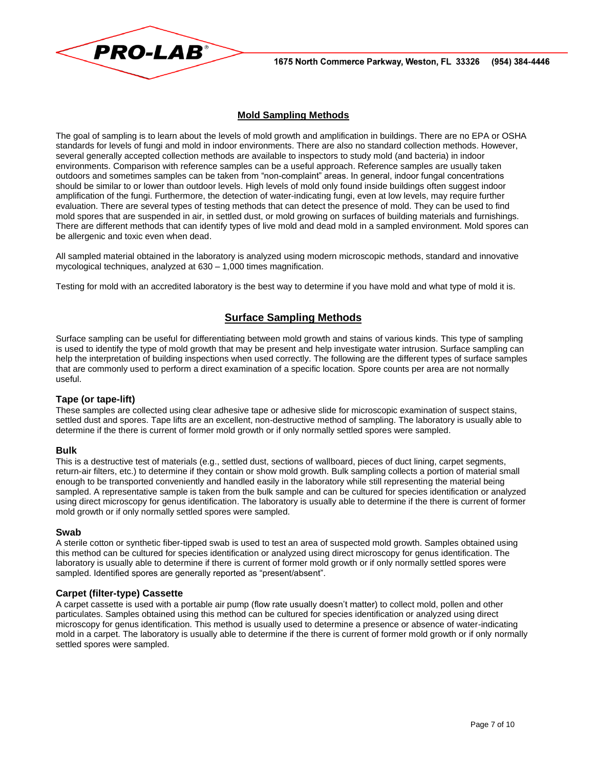## Mold Sampling Methods

The goal of sampling is to learn about the levels of mold growth and amplification in buildings. There are no EPA or OSHA standards for levels of fungi and mold in indoor environments. There are also no standard collection methods. However, several generally accepted collection methods are available to inspectors to study mold (and bacteria) in indoor environments. Comparison with reference samples can be a useful approach. Reference samples are usually taken outdoors and sometimes samples can be taken from "non-complaint" areas. In general, indoor fungal concentrations should be similar to or lower than outdoor levels. High levels of mold only found inside buildings often suggest indoor amplification of the fungi. Furthermore, the detection of water-indicating fungi, even at low levels, may require further evaluation. There are several types of testing methods that can detect the presence of mold. They can be used to find mold spores that are suspended in air, in settled dust, or mold growing on surfaces of building materials and furnishings. There are different methods that can identify types of live mold and dead mold in a sampled environment. Mold spores can be allergenic and toxic even when dead.

All sampled material obtained in the laboratory is analyzed using modern microscopic methods, standard and innovative mycological techniques, analyzed at 630 – 1,000 times magnification.

Testing for mold with an accredited laboratory is the best way to determine if you have mold and what type of mold it is.

## Surface Sampling Methods

Surface sampling can be useful for differentiating between mold growth and stains of various kinds. This type of sampling is used to identify the type of mold growth that may be present and help investigate water intrusion. Surface sampling can help the interpretation of building inspections when used correctly. The following are the different types of surface samples that are commonly used to perform a direct examination of a specific location. Spore counts per area are not normally useful.

### Tape (or tape-lift)

These samples are collected using clear adhesive tape or adhesive slide for microscopic examination of suspect stains, settled dust and spores. Tape lifts are an excellent, non-destructive method of sampling. The laboratory is usually able to determine if the there is current of former mold growth or if only normally settled spores were sampled.

### Bulk

This is a destructive test of materials (e.g., settled dust, sections of wallboard, pieces of duct lining, carpet segments, return-air filters, etc.) to determine if they contain or show mold growth. Bulk sampling collects a portion of material small enough to be transported conveniently and handled easily in the laboratory while still representing the material being sampled. A representative sample is taken from the bulk sample and can be cultured for species identification or analyzed using direct microscopy for genus identification. The laboratory is usually able to determine if the there is current of former mold growth or if only normally settled spores were sampled.

### Swab

A sterile cotton or synthetic fiber-tipped swab is used to test an area of suspected mold growth. Samples obtained using this method can be cultured for species identification or analyzed using direct microscopy for genus identification. The laboratory is usually able to determine if there is current of former mold growth or if only normally settled spores were sampled. Identified spores are generally reported as "present/absent".

### Carpet (filter-type) Cassette

A carpet cassette is used with a portable air pump (flow rate usually doesn't matter) to collect mold, pollen and other particulates. Samples obtained using this method can be cultured for species identification or analyzed using direct microscopy for genus identification. This method is usually used to determine a presence or absence of water-indicating mold in a carpet. The laboratory is usually able to determine if the there is current of former mold growth or if only normally settled spores were sampled.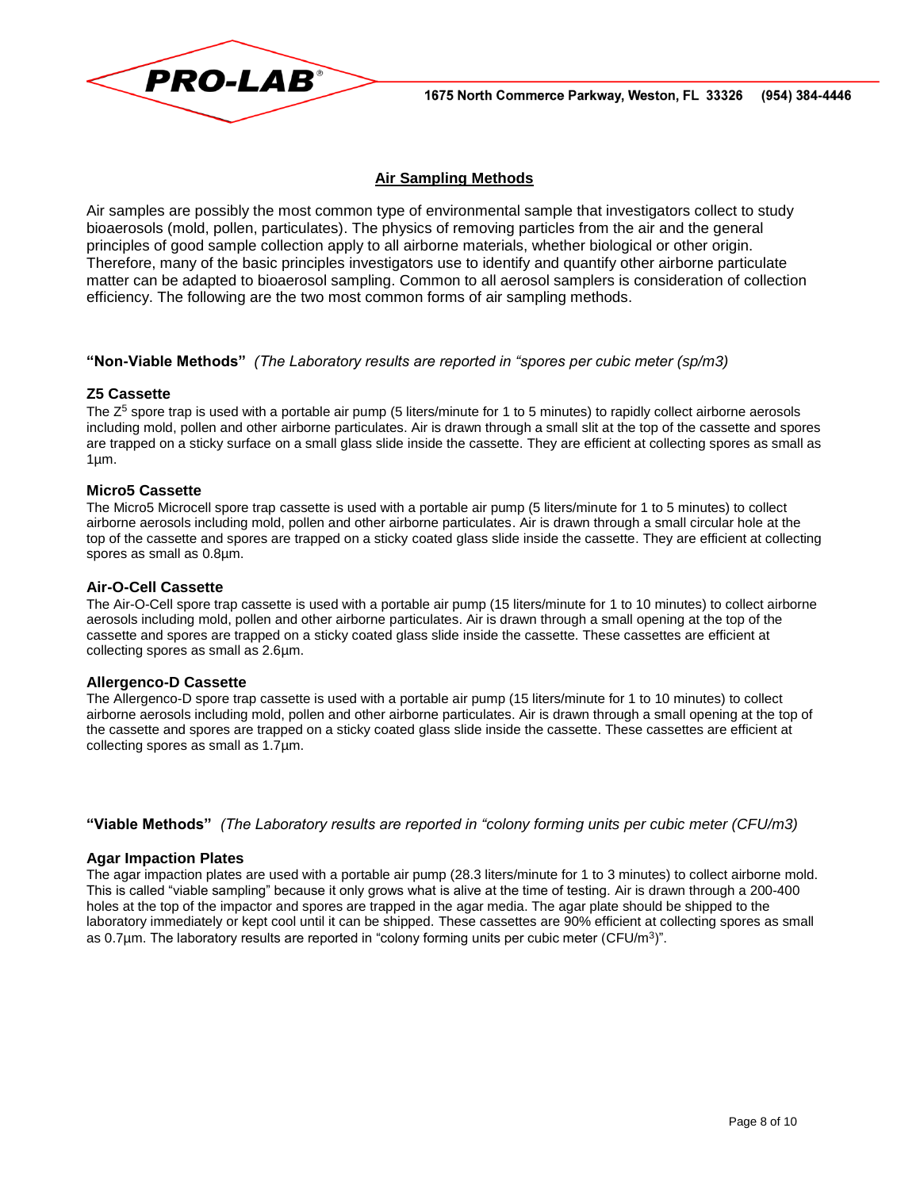## Air Sampling Methods

Air samples are possibly the most common type of environmental sample that investigators collect to study bioaerosols (mold, pollen, particulates). The physics of removing particles from the air and the general principles of good sample collection apply to all airborne materials, whether biological or other origin. Therefore, many of the basic principles investigators use to identify and quantify other airborne particulate matter can be adapted to bioaerosol sampling. Common to all aerosol samplers is consideration of collection efficiency. The following are the two most common forms of air sampling methods.

**"Non-Viable Methods"** *(The Laboratory results are reported in "spores per cubic meter (sp/m3)*

### Z5 Cassette

The $Z^5$ spore trap is used with a portable air pump (5 liters/minute for 1 to 5 minutes) to rapidly collect airborne aerosols including mold, pollen and other airborne particulates. Air is drawn through a small slit at the top of the cassette and spores are trapped on a sticky surface on a small glass slide inside the cassette. They are efficient at collecting spores as small as 1µm.

### Micro5 Cassette

The Micro5 Microcell spore trap cassette is used with a portable air pump (5 liters/minute for 1 to 5 minutes) to collect airborne aerosols including mold, pollen and other airborne particulates. Air is drawn through a small circular hole at the top of the cassette and spores are trapped on a sticky coated glass slide inside the cassette. They are efficient at collecting spores as small as 0.8µm.

### Air-O-Cell Cassette

The Air-O-Cell spore trap cassette is used with a portable air pump (15 liters/minute for 1 to 10 minutes) to collect airborne aerosols including mold, pollen and other airborne particulates. Air is drawn through a small opening at the top of the cassette and spores are trapped on a sticky coated glass slide inside the cassette. These cassettes are efficient at collecting spores as small as 2.6µm.

### Allergenco-D Cassette

The Allergenco-D spore trap cassette is used with a portable air pump (15 liters/minute for 1 to 10 minutes) to collect airborne aerosols including mold, pollen and other airborne particulates. Air is drawn through a small opening at the top of the cassette and spores are trapped on a sticky coated glass slide inside the cassette. These cassettes are efficient at collecting spores as small as 1.7µm.

**"Viable Methods"** *(The Laboratory results are reported in "colony forming units per cubic meter (CFU/m3)*

### Agar Impaction Plates

The agar impaction plates are used with a portable air pump (28.3 liters/minute for 1 to 3 minutes) to collect airborne mold. This is called "viable sampling" because it only grows what is alive at the time of testing. Air is drawn through a 200-400 holes at the top of the impactor and spores are trapped in the agar media. The agar plate should be shipped to the laboratory immediately or kept cool until it can be shipped. These cassettes are 90% efficient at collecting spores as small as 0.7µm. The laboratory results are reported in "colony forming units per cubic meter ($CFU/m^3$)".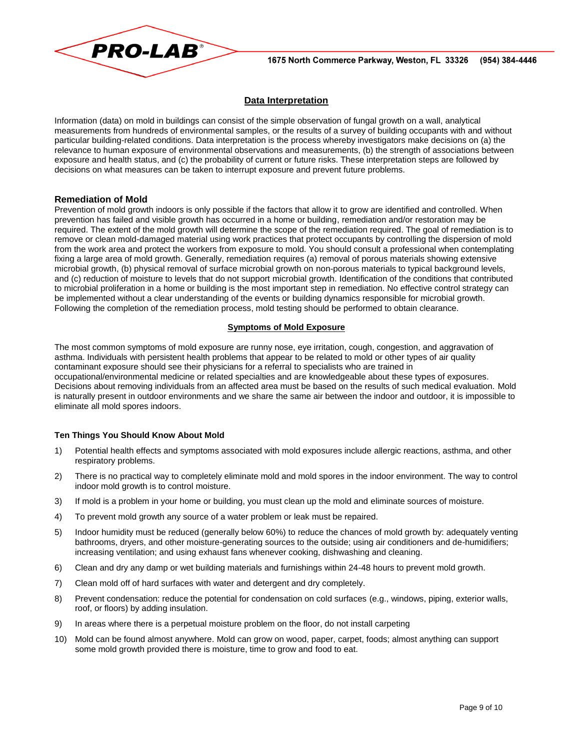## Data Interpretation

Information (data) on mold in buildings can consist of the simple observation of fungal growth on a wall, analytical measurements from hundreds of environmental samples, or the results of a survey of building occupants with and without particular building-related conditions. Data interpretation is the process whereby investigators make decisions on (a) the relevance to human exposure of environmental observations and measurements, (b) the strength of associations between exposure and health status, and (c) the probability of current or future risks. These interpretation steps are followed by decisions on what measures can be taken to interrupt exposure and prevent future problems.

### Remediation of Mold

Prevention of mold growth indoors is only possible if the factors that allow it to grow are identified and controlled. When prevention has failed and visible growth has occurred in a home or building, remediation and/or restoration may be required. The extent of the mold growth will determine the scope of the remediation required. The goal of remediation is to remove or clean mold-damaged material using work practices that protect occupants by controlling the dispersion of mold from the work area and protect the workers from exposure to mold. You should consult a professional when contemplating fixing a large area of mold growth. Generally, remediation requires (a) removal of porous materials showing extensive microbial growth, (b) physical removal of surface microbial growth on non-porous materials to typical background levels, and (c) reduction of moisture to levels that do not support microbial growth. Identification of the conditions that contributed to microbial proliferation in a home or building is the most important step in remediation. No effective control strategy can be implemented without a clear understanding of the events or building dynamics responsible for microbial growth. Following the completion of the remediation process, mold testing should be performed to obtain clearance.

## Symptoms of Mold Exposure

The most common symptoms of mold exposure are runny nose, eye irritation, cough, congestion, and aggravation of asthma. Individuals with persistent health problems that appear to be related to mold or other types of air quality contaminant exposure should see their physicians for a referral to specialists who are trained in occupational/environmental medicine or related specialties and are knowledgeable about these types of exposures. Decisions about removing individuals from an affected area must be based on the results of such medical evaluation. Mold is naturally present in outdoor environments and we share the same air between the indoor and outdoor, it is impossible to eliminate all mold spores indoors.

#### Ten Things You Should Know About Mold

1) Potential health effects and symptoms associated with mold exposures include allergic reactions, asthma, and other respiratory problems.
2) There is no practical way to completely eliminate mold and mold spores in the indoor environment. The way to control indoor mold growth is to control moisture.
3) If mold is a problem in your home or building, you must clean up the mold and eliminate sources of moisture.
4) To prevent mold growth any source of a water problem or leak must be repaired.
5) Indoor humidity must be reduced (generally below 60%) to reduce the chances of mold growth by: adequately venting bathrooms, dryers, and other moisture-generating sources to the outside; using air conditioners and de-humidifiers; increasing ventilation; and using exhaust fans whenever cooking, dishwashing and cleaning.
6) Clean and dry any damp or wet building materials and furnishings within 24-48 hours to prevent mold growth.
7) Clean mold off of hard surfaces with water and detergent and dry completely.
8) Prevent condensation: reduce the potential for condensation on cold surfaces (e.g., windows, piping, exterior walls, roof, or floors) by adding insulation.
9) In areas where there is a perpetual moisture problem on the floor, do not install carpeting
10) Mold can be found almost anywhere. Mold can grow on wood, paper, carpet, foods; almost anything can support some mold growth provided there is moisture, time to grow and food to eat.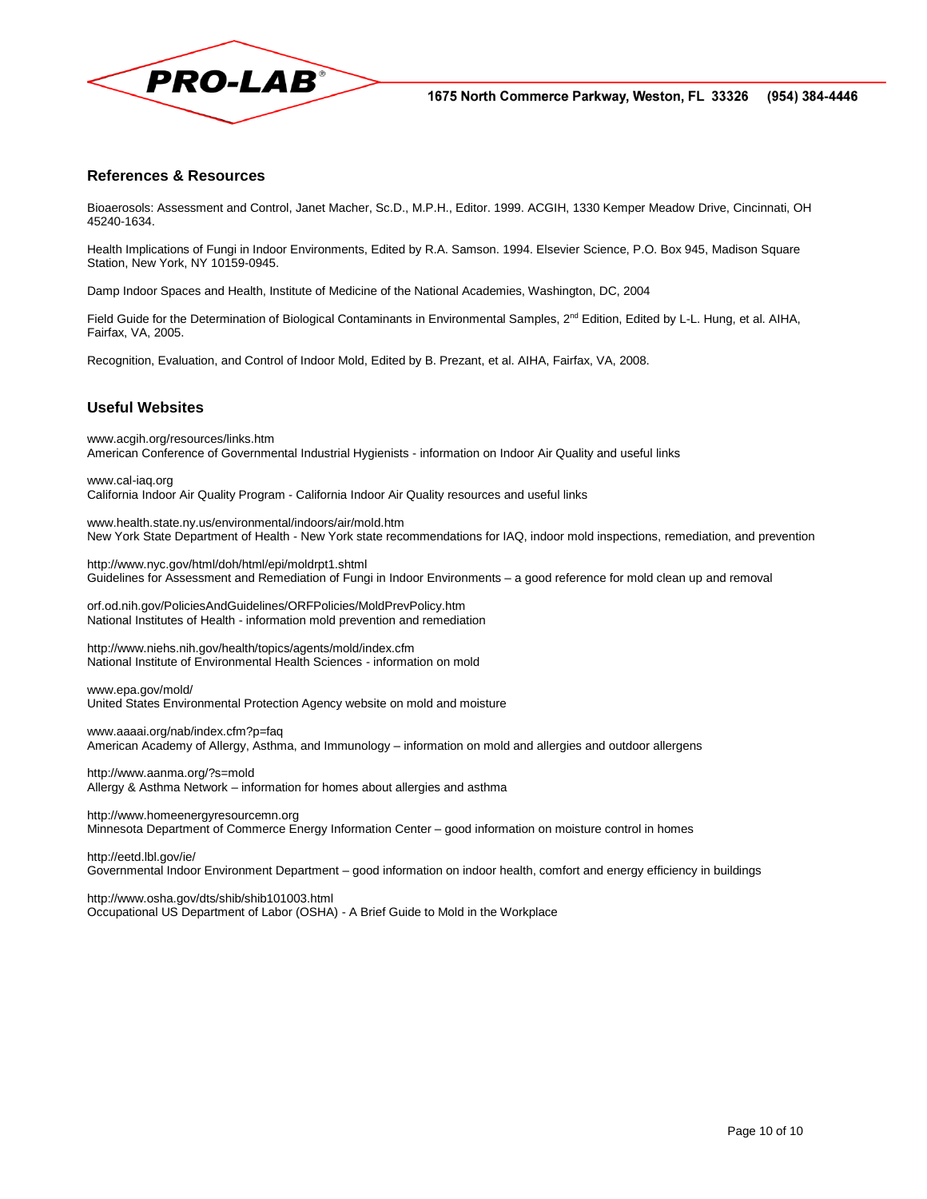## References & Resources

Bioaerosols: Assessment and Control, Janet Macher, Sc.D., M.P.H., Editor. 1999. ACGIH, 1330 Kemper Meadow Drive, Cincinnati, OH 45240-1634.

Health Implications of Fungi in Indoor Environments, Edited by R.A. Samson. 1994. Elsevier Science, P.O. Box 945, Madison Square Station, New York, NY 10159-0945.

Damp Indoor Spaces and Health, Institute of Medicine of the National Academies, Washington, DC, 2004

Field Guide for the Determination of Biological Contaminants in Environmental Samples, 2nd Edition, Edited by L-L. Hung, et al. AIHA, Fairfax, VA, 2005.

Recognition, Evaluation, and Control of Indoor Mold, Edited by B. Prezant, et al. AIHA, Fairfax, VA, 2008.

## Useful Websites

www.acgih.org/resources/links.htm
American Conference of Governmental Industrial Hygienists - information on Indoor Air Quality and useful links

www.cal-iaq.org
California Indoor Air Quality Program - California Indoor Air Quality resources and useful links

www.health.state.ny.us/environmental/indoors/air/mold.htm
New York State Department of Health - New York state recommendations for IAQ, indoor mold inspections, remediation, and prevention

http://www.nyc.gov/html/doh/html/epi/moldrpt1.shtml
Guidelines for Assessment and Remediation of Fungi in Indoor Environments – a good reference for mold clean up and removal

orf.od.nih.gov/PoliciesAndGuidelines/ORFPolicies/MoldPrevPolicy.htm
National Institutes of Health - information mold prevention and remediation

http://www.niehs.nih.gov/health/topics/agents/mold/index.cfm
National Institute of Environmental Health Sciences - information on mold

www.epa.gov/mold/
United States Environmental Protection Agency website on mold and moisture

www.aaaai.org/nab/index.cfm?p=faq
American Academy of Allergy, Asthma, and Immunology – information on mold and allergies and outdoor allergens

http://www.aanma.org/?s=mold
Allergy & Asthma Network – information for homes about allergies and asthma

http://www.homeenergyresourcemn.org
Minnesota Department of Commerce Energy Information Center – good information on moisture control in homes

http://eetd.lbl.gov/ie/
Governmental Indoor Environment Department – good information on indoor health, comfort and energy efficiency in buildings

http://www.osha.gov/dts/shib/shib101003.html
Occupational US Department of Labor (OSHA) - A Brief Guide to Mold in the Workplace